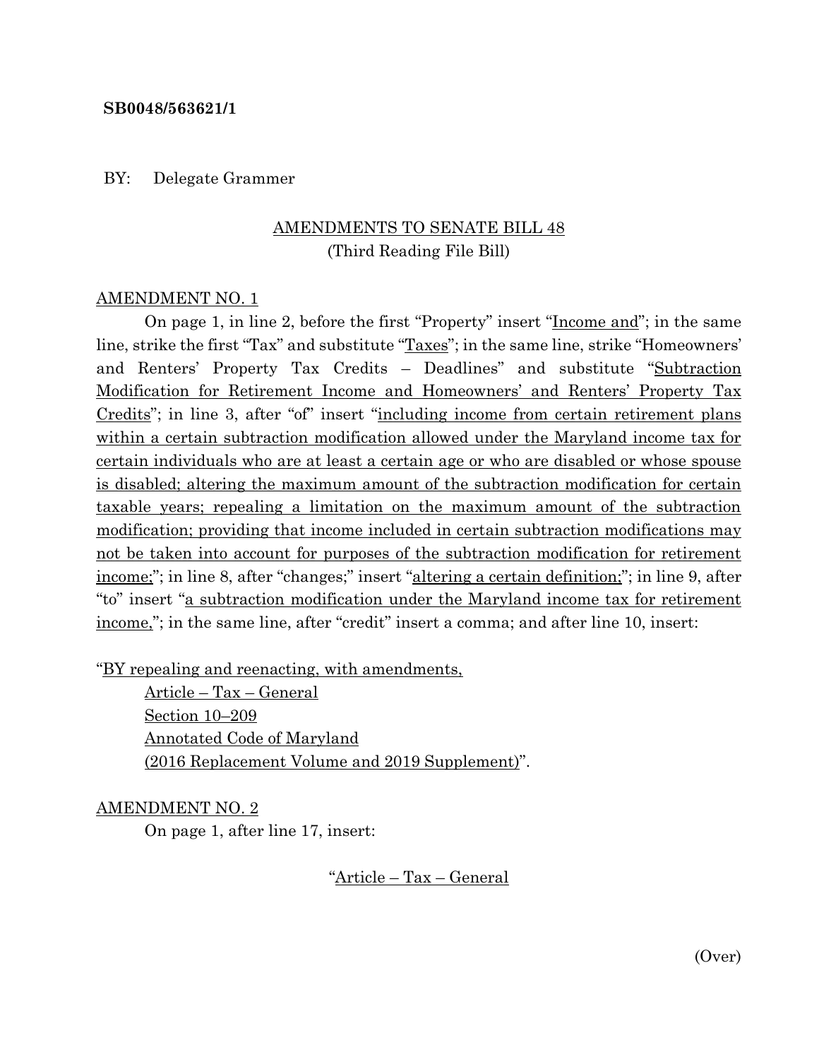**SB0048/563621/1**

BY: Delegate Grammer

AMENDMENTS TO SENATE BILL 48
(Third Reading File Bill)

AMENDMENT NO. 1

On page 1, in line 2, before the first "Property" insert "Income and"; in the same line, strike the first "Tax" and substitute "Taxes"; in the same line, strike "Homeowners' and Renters' Property Tax Credits – Deadlines" and substitute "Subtraction Modification for Retirement Income and Homeowners' and Renters' Property Tax Credits"; in line 3, after "of" insert "including income from certain retirement plans within a certain subtraction modification allowed under the Maryland income tax for certain individuals who are at least a certain age or who are disabled or whose spouse is disabled; altering the maximum amount of the subtraction modification for certain taxable years; repealing a limitation on the maximum amount of the subtraction modification; providing that income included in certain subtraction modifications may not be taken into account for purposes of the subtraction modification for retirement income;"; in line 8, after "changes;" insert "altering a certain definition;"; in line 9, after "to" insert "a subtraction modification under the Maryland income tax for retirement income,"; in the same line, after "credit" insert a comma; and after line 10, insert:

"BY repealing and reenacting, with amendments,
Article – Tax – General
Section 10–209
Annotated Code of Maryland
(2016 Replacement Volume and 2019 Supplement)".

AMENDMENT NO. 2

On page 1, after line 17, insert:

"Article – Tax – General

(Over)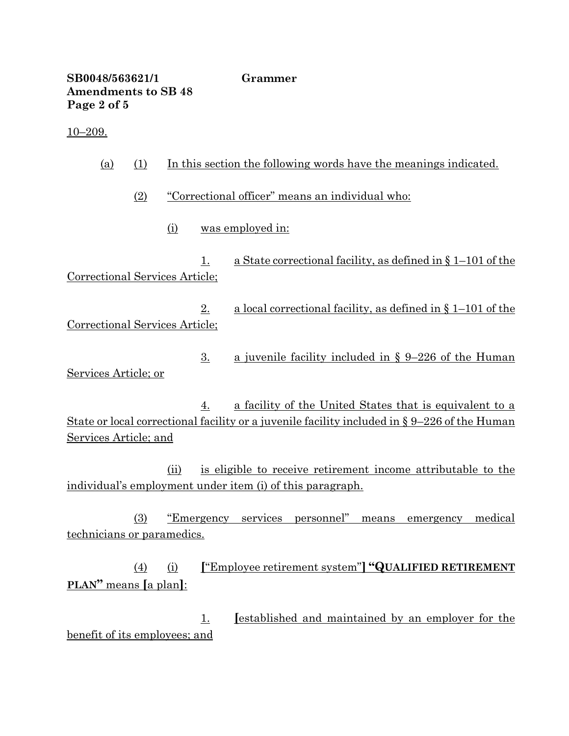10–209.

(a) (1) In this section the following words have the meanings indicated.

(2) "Correctional officer" means an individual who:

(i) was employed in:

1. a State correctional facility, as defined in § 1–101 of the Correctional Services Article;

2. a local correctional facility, as defined in § 1–101 of the Correctional Services Article;

3. a juvenile facility included in § 9–226 of the Human Services Article; or

4. a facility of the United States that is equivalent to a State or local correctional facility or a juvenile facility included in § 9–226 of the Human Services Article; and

(ii) is eligible to receive retirement income attributable to the individual's employment under item (i) of this paragraph.

(3) "Emergency services personnel" means emergency medical technicians or paramedics.

(4) (i) **[**"Employee retirement system"**]** **"QUALIFIED RETIREMENT PLAN"** means **[**a plan**]**:

1. **[**established and maintained by an employer for the benefit of its employees; and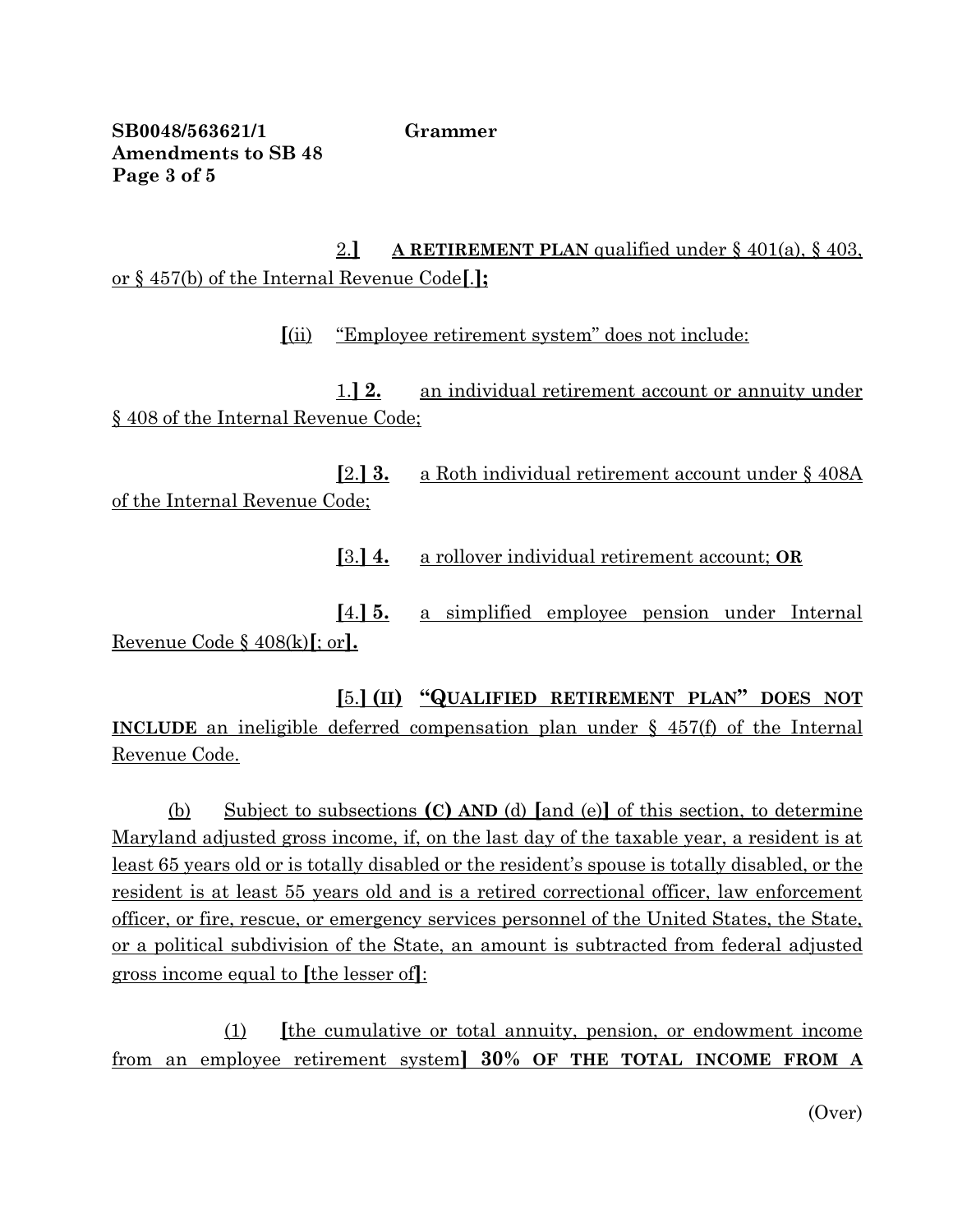2.] **A RETIREMENT PLAN** qualified under § 401(a), § 403, or § 457(b) of the Internal Revenue Code[.]**;**

[(ii) "Employee retirement system" does not include:

1.] **2.** an individual retirement account or annuity under § 408 of the Internal Revenue Code;

[2.] **3.** a Roth individual retirement account under § 408A of the Internal Revenue Code;

[3.] **4.** a rollover individual retirement account; **OR**

[4.] **5.** a simplified employee pension under Internal Revenue Code § 408(k)[; or]**.**

[5.] **(II) "QUALIFIED RETIREMENT PLAN" DOES NOT INCLUDE** an ineligible deferred compensation plan under § 457(f) of the Internal Revenue Code.

(b) Subject to subsections **(C) AND** (d) [and (e)] of this section, to determine Maryland adjusted gross income, if, on the last day of the taxable year, a resident is at least 65 years old or is totally disabled or the resident's spouse is totally disabled, or the resident is at least 55 years old and is a retired correctional officer, law enforcement officer, or fire, rescue, or emergency services personnel of the United States, the State, or a political subdivision of the State, an amount is subtracted from federal adjusted gross income equal to [the lesser of]:

(1) [the cumulative or total annuity, pension, or endowment income from an employee retirement system] **30% OF THE TOTAL INCOME FROM A**

(Over)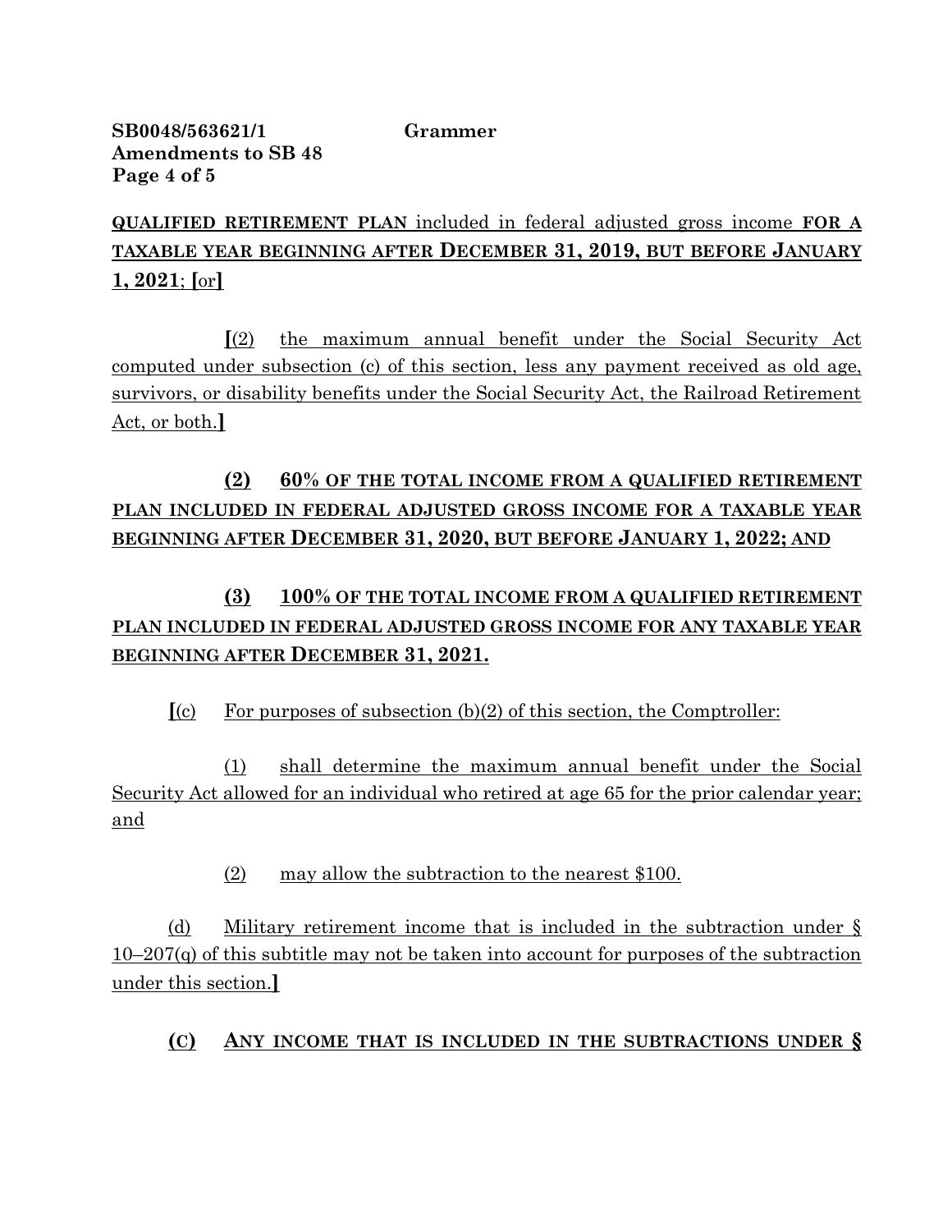**QUALIFIED RETIREMENT PLAN** included in federal adjusted gross income **FOR A TAXABLE YEAR BEGINNING AFTER DECEMBER 31, 2019, BUT BEFORE JANUARY 1, 2021**; **[**or**]**

**[**(2) the maximum annual benefit under the Social Security Act computed under subsection (c) of this section, less any payment received as old age, survivors, or disability benefits under the Social Security Act, the Railroad Retirement Act, or both.**]**

**(2) 60% OF THE TOTAL INCOME FROM A QUALIFIED RETIREMENT PLAN INCLUDED IN FEDERAL ADJUSTED GROSS INCOME FOR A TAXABLE YEAR BEGINNING AFTER DECEMBER 31, 2020, BUT BEFORE JANUARY 1, 2022; AND**

**(3) 100% OF THE TOTAL INCOME FROM A QUALIFIED RETIREMENT PLAN INCLUDED IN FEDERAL ADJUSTED GROSS INCOME FOR ANY TAXABLE YEAR BEGINNING AFTER DECEMBER 31, 2021.**

**[**(c) For purposes of subsection (b)(2) of this section, the Comptroller:

(1) shall determine the maximum annual benefit under the Social Security Act allowed for an individual who retired at age 65 for the prior calendar year; and

(2) may allow the subtraction to the nearest $100.

(d) Military retirement income that is included in the subtraction under § 10–207(q) of this subtitle may not be taken into account for purposes of the subtraction under this section.**]**

**(C) ANY INCOME THAT IS INCLUDED IN THE SUBTRACTIONS UNDER §**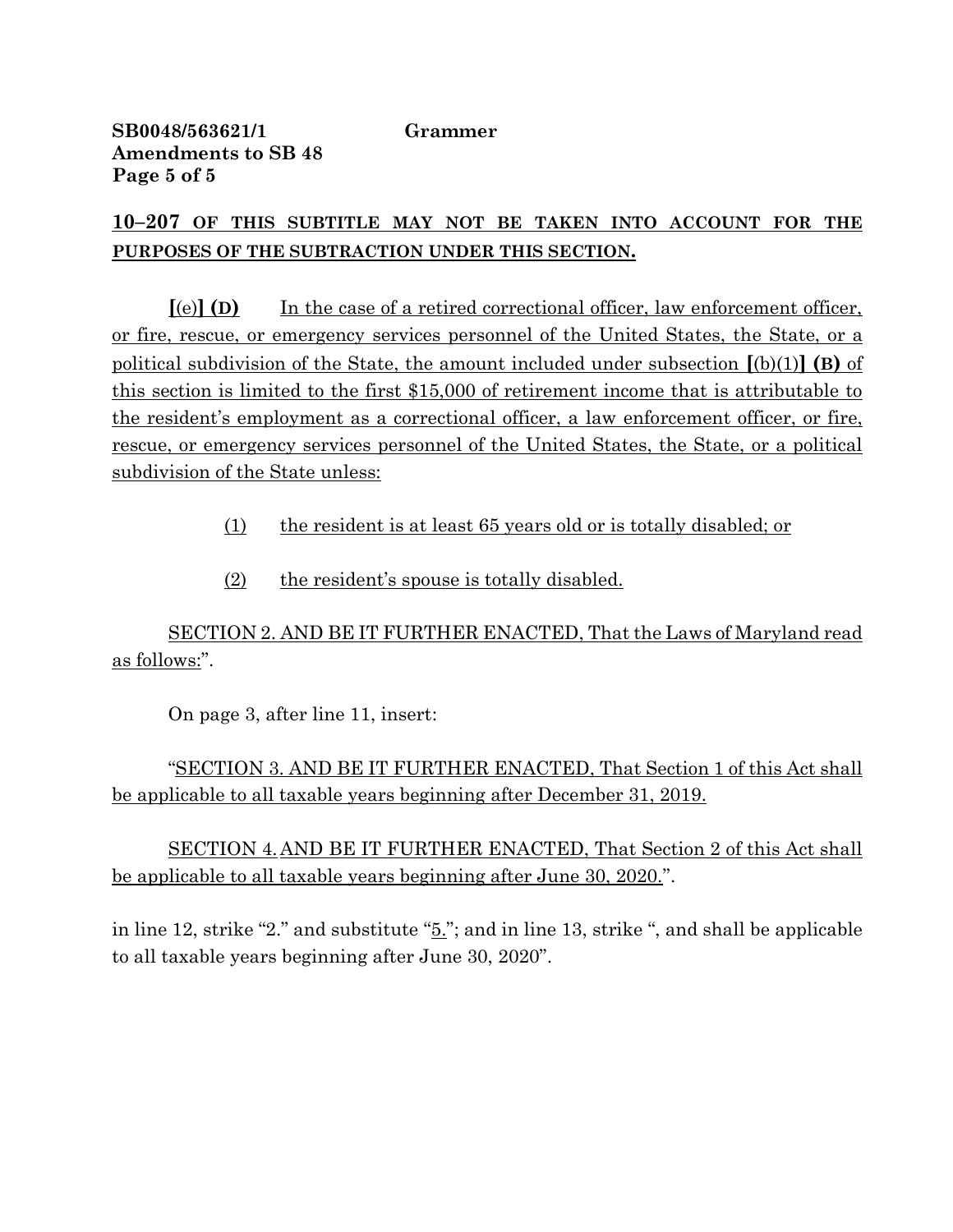**10–207 OF THIS SUBTITLE MAY NOT BE TAKEN INTO ACCOUNT FOR THE PURPOSES OF THE SUBTRACTION UNDER THIS SECTION.**

**[**(e)**] (D)** In the case of a retired correctional officer, law enforcement officer, or fire, rescue, or emergency services personnel of the United States, the State, or a political subdivision of the State, the amount included under subsection **[**(b)(1)**] (B)** of this section is limited to the first $15,000 of retirement income that is attributable to the resident's employment as a correctional officer, a law enforcement officer, or fire, rescue, or emergency services personnel of the United States, the State, or a political subdivision of the State unless:

(1) the resident is at least 65 years old or is totally disabled; or

(2) the resident's spouse is totally disabled.

SECTION 2. AND BE IT FURTHER ENACTED, That the Laws of Maryland read as follows:".

On page 3, after line 11, insert:

"SECTION 3. AND BE IT FURTHER ENACTED, That Section 1 of this Act shall be applicable to all taxable years beginning after December 31, 2019.

SECTION 4. AND BE IT FURTHER ENACTED, That Section 2 of this Act shall be applicable to all taxable years beginning after June 30, 2020.".

in line 12, strike "2." and substitute "5."; and in line 13, strike ", and shall be applicable to all taxable years beginning after June 30, 2020".